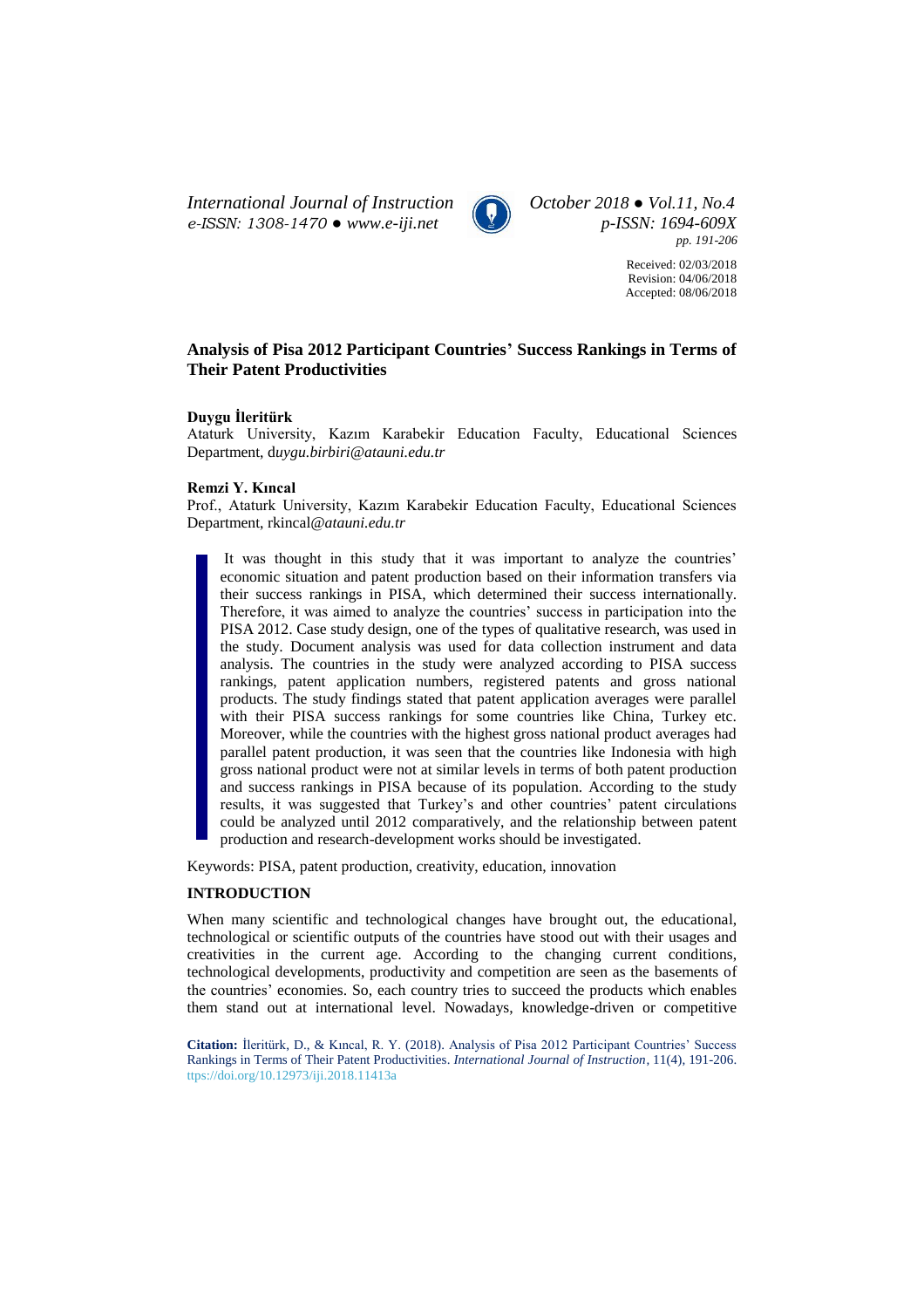International Journal of Instruction
e-ISSN: 1308-1470 ● www.e-iji.net

October 2018 ● Vol.11, No.4
p-ISSN: 1694-609X
pp. 191-206

Received: 02/03/2018
Revision: 04/06/2018
Accepted: 08/06/2018

# Analysis of Pisa 2012 Participant Countries' Success Rankings in Terms of Their Patent Productivities

**Duygu İleritürk**
Ataturk University, Kazım Karabekir Education Faculty, Educational Sciences Department, d*uygu.birbiri@atauni.edu.tr*

**Remzi Y. Kıncal**
Prof., Ataturk University, Kazım Karabekir Education Faculty, Educational Sciences Department, rkincal*@atauni.edu.tr*

It was thought in this study that it was important to analyze the countries' economic situation and patent production based on their information transfers via their success rankings in PISA, which determined their success internationally. Therefore, it was aimed to analyze the countries' success in participation into the PISA 2012. Case study design, one of the types of qualitative research, was used in the study. Document analysis was used for data collection instrument and data analysis. The countries in the study were analyzed according to PISA success rankings, patent application numbers, registered patents and gross national products. The study findings stated that patent application averages were parallel with their PISA success rankings for some countries like China, Turkey etc. Moreover, while the countries with the highest gross national product averages had parallel patent production, it was seen that the countries like Indonesia with high gross national product were not at similar levels in terms of both patent production and success rankings in PISA because of its population. According to the study results, it was suggested that Turkey's and other countries' patent circulations could be analyzed until 2012 comparatively, and the relationship between patent production and research-development works should be investigated.

Keywords: PISA, patent production, creativity, education, innovation

## INTRODUCTION

When many scientific and technological changes have brought out, the educational, technological or scientific outputs of the countries have stood out with their usages and creativities in the current age. According to the changing current conditions, technological developments, productivity and competition are seen as the basements of the countries' economies. So, each country tries to succeed the products which enables them stand out at international level. Nowadays, knowledge-driven or competitive

**Citation:** İleritürk, D., & Kıncal, R. Y. (2018). Analysis of Pisa 2012 Participant Countries' Success Rankings in Terms of Their Patent Productivities. *International Journal of Instruction*, 11(4), 191-206. ttps://doi.org/10.12973/iji.2018.11413a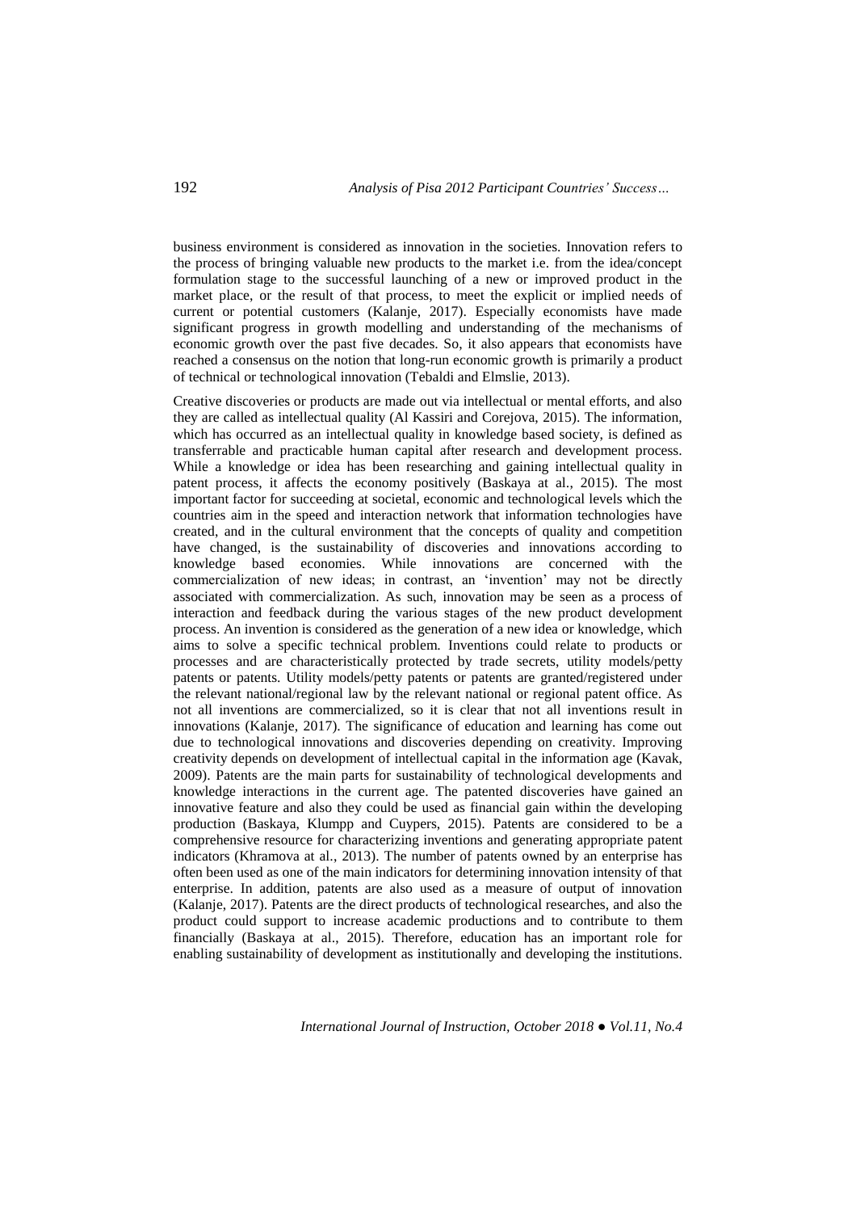business environment is considered as innovation in the societies. Innovation refers to the process of bringing valuable new products to the market i.e. from the idea/concept formulation stage to the successful launching of a new or improved product in the market place, or the result of that process, to meet the explicit or implied needs of current or potential customers (Kalanje, 2017). Especially economists have made significant progress in growth modelling and understanding of the mechanisms of economic growth over the past five decades. So, it also appears that economists have reached a consensus on the notion that long-run economic growth is primarily a product of technical or technological innovation (Tebaldi and Elmslie, 2013).

Creative discoveries or products are made out via intellectual or mental efforts, and also they are called as intellectual quality (Al Kassiri and Corejova, 2015). The information, which has occurred as an intellectual quality in knowledge based society, is defined as transferrable and practicable human capital after research and development process. While a knowledge or idea has been researching and gaining intellectual quality in patent process, it affects the economy positively (Baskaya at al., 2015). The most important factor for succeeding at societal, economic and technological levels which the countries aim in the speed and interaction network that information technologies have created, and in the cultural environment that the concepts of quality and competition have changed, is the sustainability of discoveries and innovations according to knowledge based economies. While innovations are concerned with the commercialization of new ideas; in contrast, an 'invention' may not be directly associated with commercialization. As such, innovation may be seen as a process of interaction and feedback during the various stages of the new product development process. An invention is considered as the generation of a new idea or knowledge, which aims to solve a specific technical problem. Inventions could relate to products or processes and are characteristically protected by trade secrets, utility models/petty patents or patents. Utility models/petty patents or patents are granted/registered under the relevant national/regional law by the relevant national or regional patent office. As not all inventions are commercialized, so it is clear that not all inventions result in innovations (Kalanje, 2017). The significance of education and learning has come out due to technological innovations and discoveries depending on creativity. Improving creativity depends on development of intellectual capital in the information age (Kavak, 2009). Patents are the main parts for sustainability of technological developments and knowledge interactions in the current age. The patented discoveries have gained an innovative feature and also they could be used as financial gain within the developing production (Baskaya, Klumpp and Cuypers, 2015). Patents are considered to be a comprehensive resource for characterizing inventions and generating appropriate patent indicators (Khramova at al., 2013). The number of patents owned by an enterprise has often been used as one of the main indicators for determining innovation intensity of that enterprise. In addition, patents are also used as a measure of output of innovation (Kalanje, 2017). Patents are the direct products of technological researches, and also the product could support to increase academic productions and to contribute to them financially (Baskaya at al., 2015). Therefore, education has an important role for enabling sustainability of development as institutionally and developing the institutions.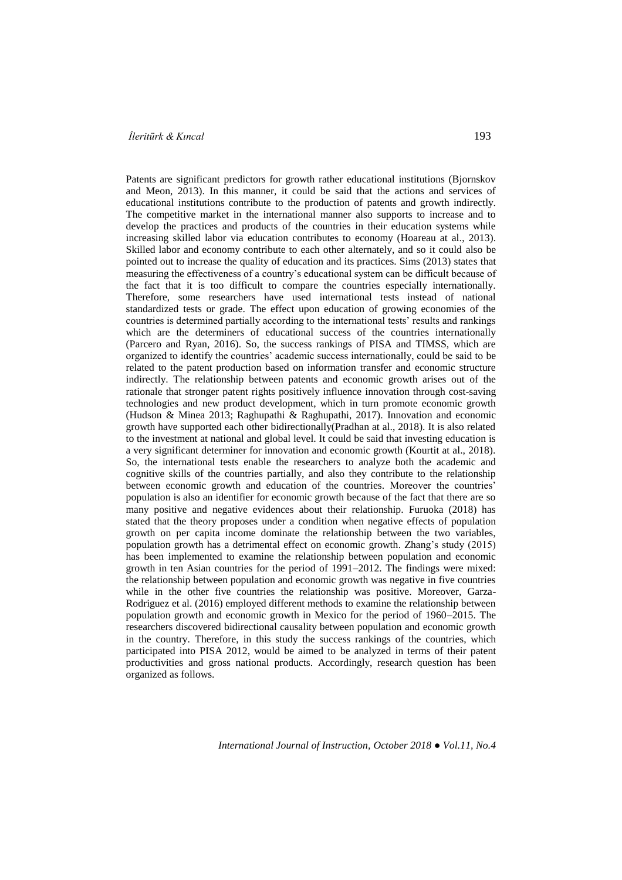Patents are significant predictors for growth rather educational institutions (Bjornskov and Meon, 2013). In this manner, it could be said that the actions and services of educational institutions contribute to the production of patents and growth indirectly. The competitive market in the international manner also supports to increase and to develop the practices and products of the countries in their education systems while increasing skilled labor via education contributes to economy (Hoareau at al., 2013). Skilled labor and economy contribute to each other alternately, and so it could also be pointed out to increase the quality of education and its practices. Sims (2013) states that measuring the effectiveness of a country's educational system can be difficult because of the fact that it is too difficult to compare the countries especially internationally. Therefore, some researchers have used international tests instead of national standardized tests or grade. The effect upon education of growing economies of the countries is determined partially according to the international tests' results and rankings which are the determiners of educational success of the countries internationally (Parcero and Ryan, 2016). So, the success rankings of PISA and TIMSS, which are organized to identify the countries' academic success internationally, could be said to be related to the patent production based on information transfer and economic structure indirectly. The relationship between patents and economic growth arises out of the rationale that stronger patent rights positively influence innovation through cost-saving technologies and new product development, which in turn promote economic growth (Hudson & Minea 2013; Raghupathi & Raghupathi, 2017). Innovation and economic growth have supported each other bidirectionally(Pradhan at al., 2018). It is also related to the investment at national and global level. It could be said that investing education is a very significant determiner for innovation and economic growth (Kourtit at al., 2018). So, the international tests enable the researchers to analyze both the academic and cognitive skills of the countries partially, and also they contribute to the relationship between economic growth and education of the countries. Moreover the countries' population is also an identifier for economic growth because of the fact that there are so many positive and negative evidences about their relationship. Furuoka (2018) has stated that the theory proposes under a condition when negative effects of population growth on per capita income dominate the relationship between the two variables, population growth has a detrimental effect on economic growth. Zhang's study (2015) has been implemented to examine the relationship between population and economic growth in ten Asian countries for the period of 1991–2012. The findings were mixed: the relationship between population and economic growth was negative in five countries while in the other five countries the relationship was positive. Moreover, Garza-Rodriguez et al. (2016) employed different methods to examine the relationship between population growth and economic growth in Mexico for the period of 1960–2015. The researchers discovered bidirectional causality between population and economic growth in the country. Therefore, in this study the success rankings of the countries, which participated into PISA 2012, would be aimed to be analyzed in terms of their patent productivities and gross national products. Accordingly, research question has been organized as follows.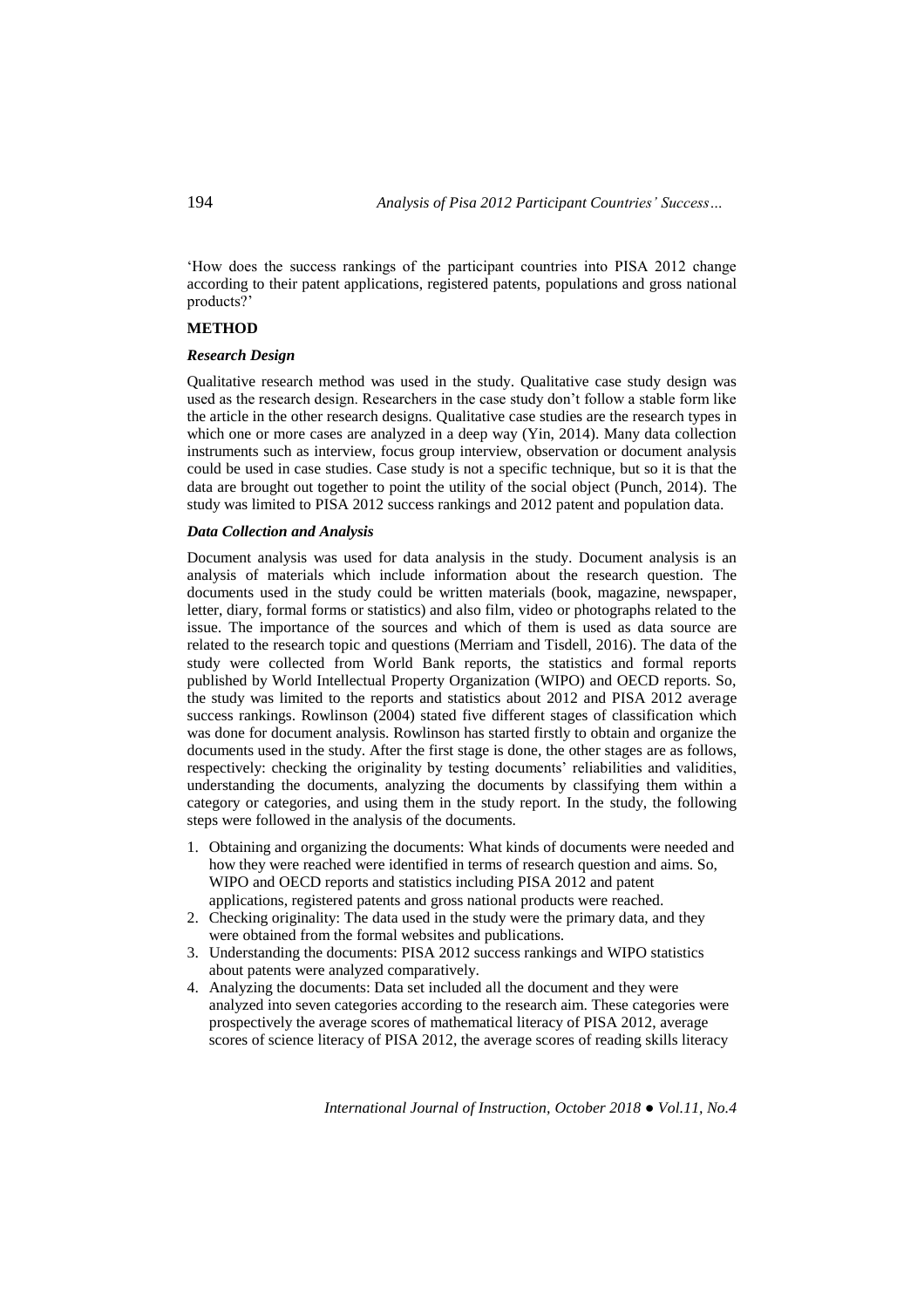'How does the success rankings of the participant countries into PISA 2012 change according to their patent applications, registered patents, populations and gross national products?'

## METHOD

### *Research Design*

Qualitative research method was used in the study. Qualitative case study design was used as the research design. Researchers in the case study don't follow a stable form like the article in the other research designs. Qualitative case studies are the research types in which one or more cases are analyzed in a deep way (Yin, 2014). Many data collection instruments such as interview, focus group interview, observation or document analysis could be used in case studies. Case study is not a specific technique, but so it is that the data are brought out together to point the utility of the social object (Punch, 2014). The study was limited to PISA 2012 success rankings and 2012 patent and population data.

### *Data Collection and Analysis*

Document analysis was used for data analysis in the study. Document analysis is an analysis of materials which include information about the research question. The documents used in the study could be written materials (book, magazine, newspaper, letter, diary, formal forms or statistics) and also film, video or photographs related to the issue. The importance of the sources and which of them is used as data source are related to the research topic and questions (Merriam and Tisdell, 2016). The data of the study were collected from World Bank reports, the statistics and formal reports published by World Intellectual Property Organization (WIPO) and OECD reports. So, the study was limited to the reports and statistics about 2012 and PISA 2012 average success rankings. Rowlinson (2004) stated five different stages of classification which was done for document analysis. Rowlinson has started firstly to obtain and organize the documents used in the study. After the first stage is done, the other stages are as follows, respectively: checking the originality by testing documents' reliabilities and validities, understanding the documents, analyzing the documents by classifying them within a category or categories, and using them in the study report. In the study, the following steps were followed in the analysis of the documents.

1. Obtaining and organizing the documents: What kinds of documents were needed and how they were reached were identified in terms of research question and aims. So, WIPO and OECD reports and statistics including PISA 2012 and patent applications, registered patents and gross national products were reached.
2. Checking originality: The data used in the study were the primary data, and they were obtained from the formal websites and publications.
3. Understanding the documents: PISA 2012 success rankings and WIPO statistics about patents were analyzed comparatively.
4. Analyzing the documents: Data set included all the document and they were analyzed into seven categories according to the research aim. These categories were prospectively the average scores of mathematical literacy of PISA 2012, average scores of science literacy of PISA 2012, the average scores of reading skills literacy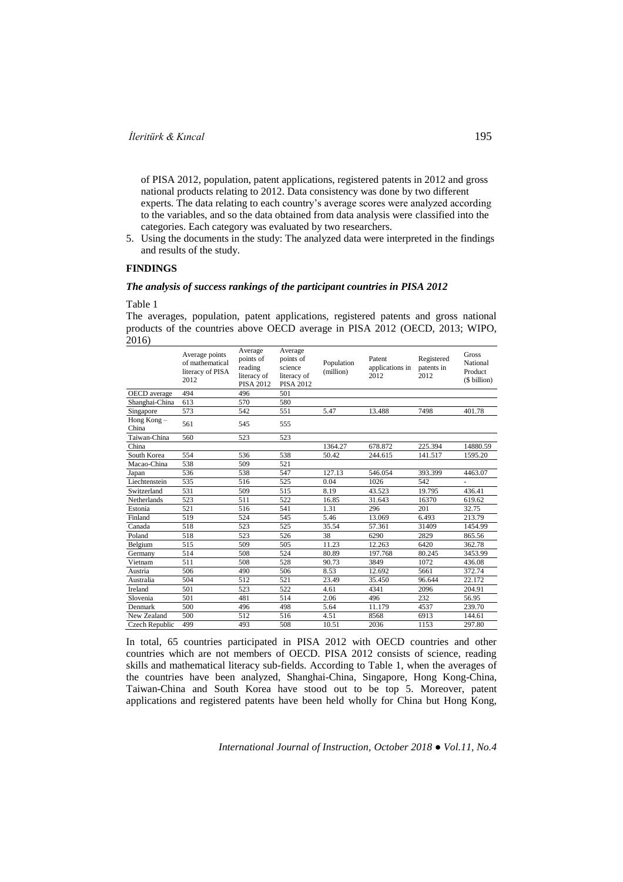of PISA 2012, population, patent applications, registered patents in 2012 and gross national products relating to 2012. Data consistency was done by two different experts. The data relating to each country's average scores were analyzed according to the variables, and so the data obtained from data analysis were classified into the categories. Each category was evaluated by two researchers.

5. Using the documents in the study: The analyzed data were interpreted in the findings and results of the study.

## FINDINGS

### *The analysis of success rankings of the participant countries in PISA 2012*

Table 1

The averages, population, patent applications, registered patents and gross national products of the countries above OECD average in PISA 2012 (OECD, 2013; WIPO, 2016)

| | Average points of mathematical literacy of PISA 2012 | Average points of reading literacy of PISA 2012 | Average points of science literacy of PISA 2012 | Population (million) | Patent applications in 2012 | Registered patents in 2012 | Gross National Product ($ billion) |
|---|---|---|---|---|---|---|---|
| OECD average | 494 | 496 | 501 | | | | |
| Shanghai-China | 613 | 570 | 580 | | | | |
| Singapore | 573 | 542 | 551 | 5.47 | 13.488 | 7498 | 401.78 |
| Hong Kong – China | 561 | 545 | 555 | | | | |
| Taiwan-China | 560 | 523 | 523 | | | | |
| China | | | | 1364.27 | 678.872 | 225.394 | 14880.59 |
| South Korea | 554 | 536 | 538 | 50.42 | 244.615 | 141.517 | 1595.20 |
| Macao-China | 538 | 509 | 521 | | | | |
| Japan | 536 | 538 | 547 | 127.13 | 546.054 | 393.399 | 4463.07 |
| Liechtenstein | 535 | 516 | 525 | 0.04 | 1026 | 542 | - |
| Switzerland | 531 | 509 | 515 | 8.19 | 43.523 | 19.795 | 436.41 |
| Netherlands | 523 | 511 | 522 | 16.85 | 31.643 | 16370 | 619.62 |
| Estonia | 521 | 516 | 541 | 1.31 | 296 | 201 | 32.75 |
| Finland | 519 | 524 | 545 | 5.46 | 13.069 | 6.493 | 213.79 |
| Canada | 518 | 523 | 525 | 35.54 | 57.361 | 31409 | 1454.99 |
| Poland | 518 | 523 | 526 | 38 | 6290 | 2829 | 865.56 |
| Belgium | 515 | 509 | 505 | 11.23 | 12.263 | 6420 | 362.78 |
| Germany | 514 | 508 | 524 | 80.89 | 197.768 | 80.245 | 3453.99 |
| Vietnam | 511 | 508 | 528 | 90.73 | 3849 | 1072 | 436.08 |
| Austria | 506 | 490 | 506 | 8.53 | 12.692 | 5661 | 372.74 |
| Australia | 504 | 512 | 521 | 23.49 | 35.450 | 96.644 | 22.172 |
| Ireland | 501 | 523 | 522 | 4.61 | 4341 | 2096 | 204.91 |
| Slovenia | 501 | 481 | 514 | 2.06 | 496 | 232 | 56.95 |
| Denmark | 500 | 496 | 498 | 5.64 | 11.179 | 4537 | 239.70 |
| New Zealand | 500 | 512 | 516 | 4.51 | 8568 | 6913 | 144.61 |
| Czech Republic | 499 | 493 | 508 | 10.51 | 2036 | 1153 | 297.80 |

In total, 65 countries participated in PISA 2012 with OECD countries and other countries which are not members of OECD. PISA 2012 consists of science, reading skills and mathematical literacy sub-fields. According to Table 1, when the averages of the countries have been analyzed, Shanghai-China, Singapore, Hong Kong-China, Taiwan-China and South Korea have stood out to be top 5. Moreover, patent applications and registered patents have been held wholly for China but Hong Kong,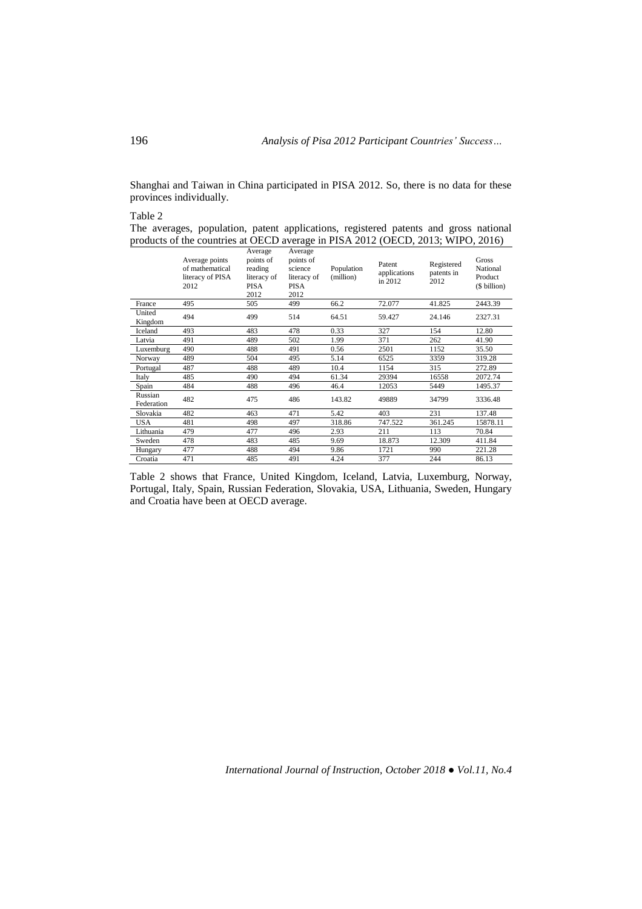Shanghai and Taiwan in China participated in PISA 2012. So, there is no data for these provinces individually.

Table 2

The averages, population, patent applications, registered patents and gross national products of the countries at OECD average in PISA 2012 (OECD, 2013; WIPO, 2016)

| | Average points of mathematical literacy of PISA 2012 | Average points of reading literacy of PISA 2012 | Average points of science literacy of PISA 2012 | Population (million) | Patent applications in 2012 | Registered patents in 2012 | Gross National Product ($ billion) |
|---|---|---|---|---|---|---|---|
| France | 495 | 505 | 499 | 66.2 | 72.077 | 41.825 | 2443.39 |
| United Kingdom | 494 | 499 | 514 | 64.51 | 59.427 | 24.146 | 2327.31 |
| Iceland | 493 | 483 | 478 | 0.33 | 327 | 154 | 12.80 |
| Latvia | 491 | 489 | 502 | 1.99 | 371 | 262 | 41.90 |
| Luxemburg | 490 | 488 | 491 | 0.56 | 2501 | 1152 | 35.50 |
| Norway | 489 | 504 | 495 | 5.14 | 6525 | 3359 | 319.28 |
| Portugal | 487 | 488 | 489 | 10.4 | 1154 | 315 | 272.89 |
| Italy | 485 | 490 | 494 | 61.34 | 29394 | 16558 | 2072.74 |
| Spain | 484 | 488 | 496 | 46.4 | 12053 | 5449 | 1495.37 |
| Russian Federation | 482 | 475 | 486 | 143.82 | 49889 | 34799 | 3336.48 |
| Slovakia | 482 | 463 | 471 | 5.42 | 403 | 231 | 137.48 |
| USA | 481 | 498 | 497 | 318.86 | 747.522 | 361.245 | 15878.11 |
| Lithuania | 479 | 477 | 496 | 2.93 | 211 | 113 | 70.84 |
| Sweden | 478 | 483 | 485 | 9.69 | 18.873 | 12.309 | 411.84 |
| Hungary | 477 | 488 | 494 | 9.86 | 1721 | 990 | 221.28 |
| Croatia | 471 | 485 | 491 | 4.24 | 377 | 244 | 86.13 |

Table 2 shows that France, United Kingdom, Iceland, Latvia, Luxemburg, Norway, Portugal, Italy, Spain, Russian Federation, Slovakia, USA, Lithuania, Sweden, Hungary and Croatia have been at OECD average.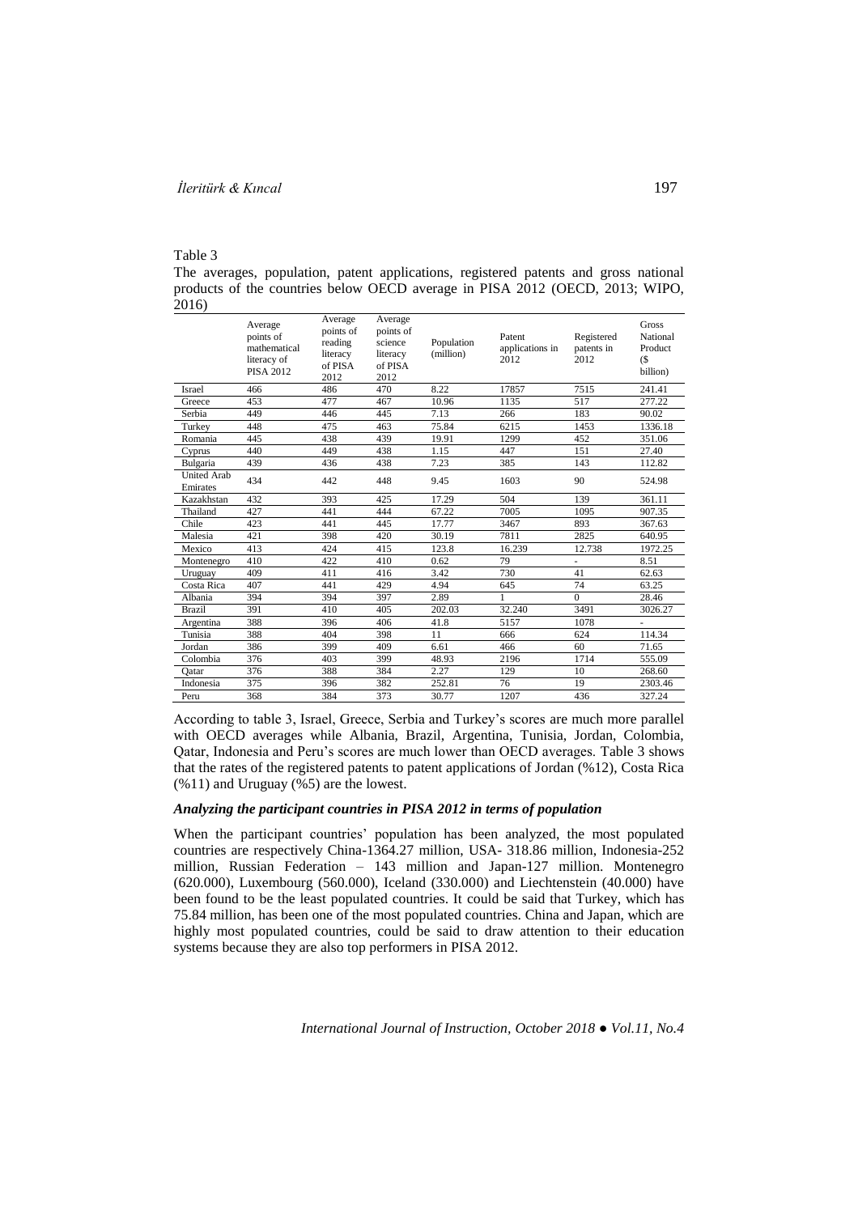Table 3

The averages, population, patent applications, registered patents and gross national products of the countries below OECD average in PISA 2012 (OECD, 2013; WIPO, 2016)

| | Average points of mathematical literacy of PISA 2012 | Average points of reading literacy of PISA 2012 | Average points of science literacy of PISA 2012 | Population (million) | Patent applications in 2012 | Registered patents in 2012 | Gross National Product ($ billion) |
|---|---|---|---|---|---|---|---|
| Israel | 466 | 486 | 470 | 8.22 | 17857 | 7515 | 241.41 |
| Greece | 453 | 477 | 467 | 10.96 | 1135 | 517 | 277.22 |
| Serbia | 449 | 446 | 445 | 7.13 | 266 | 183 | 90.02 |
| Turkey | 448 | 475 | 463 | 75.84 | 6215 | 1453 | 1336.18 |
| Romania | 445 | 438 | 439 | 19.91 | 1299 | 452 | 351.06 |
| Cyprus | 440 | 449 | 438 | 1.15 | 447 | 151 | 27.40 |
| Bulgaria | 439 | 436 | 438 | 7.23 | 385 | 143 | 112.82 |
| United Arab Emirates | 434 | 442 | 448 | 9.45 | 1603 | 90 | 524.98 |
| Kazakhstan | 432 | 393 | 425 | 17.29 | 504 | 139 | 361.11 |
| Thailand | 427 | 441 | 444 | 67.22 | 7005 | 1095 | 907.35 |
| Chile | 423 | 441 | 445 | 17.77 | 3467 | 893 | 367.63 |
| Malesia | 421 | 398 | 420 | 30.19 | 7811 | 2825 | 640.95 |
| Mexico | 413 | 424 | 415 | 123.8 | 16.239 | 12.738 | 1972.25 |
| Montenegro | 410 | 422 | 410 | 0.62 | 79 | - | 8.51 |
| Uruguay | 409 | 411 | 416 | 3.42 | 730 | 41 | 62.63 |
| Costa Rica | 407 | 441 | 429 | 4.94 | 645 | 74 | 63.25 |
| Albania | 394 | 394 | 397 | 2.89 | 1 | 0 | 28.46 |
| Brazil | 391 | 410 | 405 | 202.03 | 32.240 | 3491 | 3026.27 |
| Argentina | 388 | 396 | 406 | 41.8 | 5157 | 1078 | - |
| Tunisia | 388 | 404 | 398 | 11 | 666 | 624 | 114.34 |
| Jordan | 386 | 399 | 409 | 6.61 | 466 | 60 | 71.65 |
| Colombia | 376 | 403 | 399 | 48.93 | 2196 | 1714 | 555.09 |
| Qatar | 376 | 388 | 384 | 2.27 | 129 | 10 | 268.60 |
| Indonesia | 375 | 396 | 382 | 252.81 | 76 | 19 | 2303.46 |
| Peru | 368 | 384 | 373 | 30.77 | 1207 | 436 | 327.24 |

According to table 3, Israel, Greece, Serbia and Turkey's scores are much more parallel with OECD averages while Albania, Brazil, Argentina, Tunisia, Jordan, Colombia, Qatar, Indonesia and Peru's scores are much lower than OECD averages. Table 3 shows that the rates of the registered patents to patent applications of Jordan (%12), Costa Rica (%11) and Uruguay (%5) are the lowest.

### *Analyzing the participant countries in PISA 2012 in terms of population*

When the participant countries' population has been analyzed, the most populated countries are respectively China-1364.27 million, USA- 318.86 million, Indonesia-252 million, Russian Federation – 143 million and Japan-127 million. Montenegro (620.000), Luxembourg (560.000), Iceland (330.000) and Liechtenstein (40.000) have been found to be the least populated countries. It could be said that Turkey, which has 75.84 million, has been one of the most populated countries. China and Japan, which are highly most populated countries, could be said to draw attention to their education systems because they are also top performers in PISA 2012.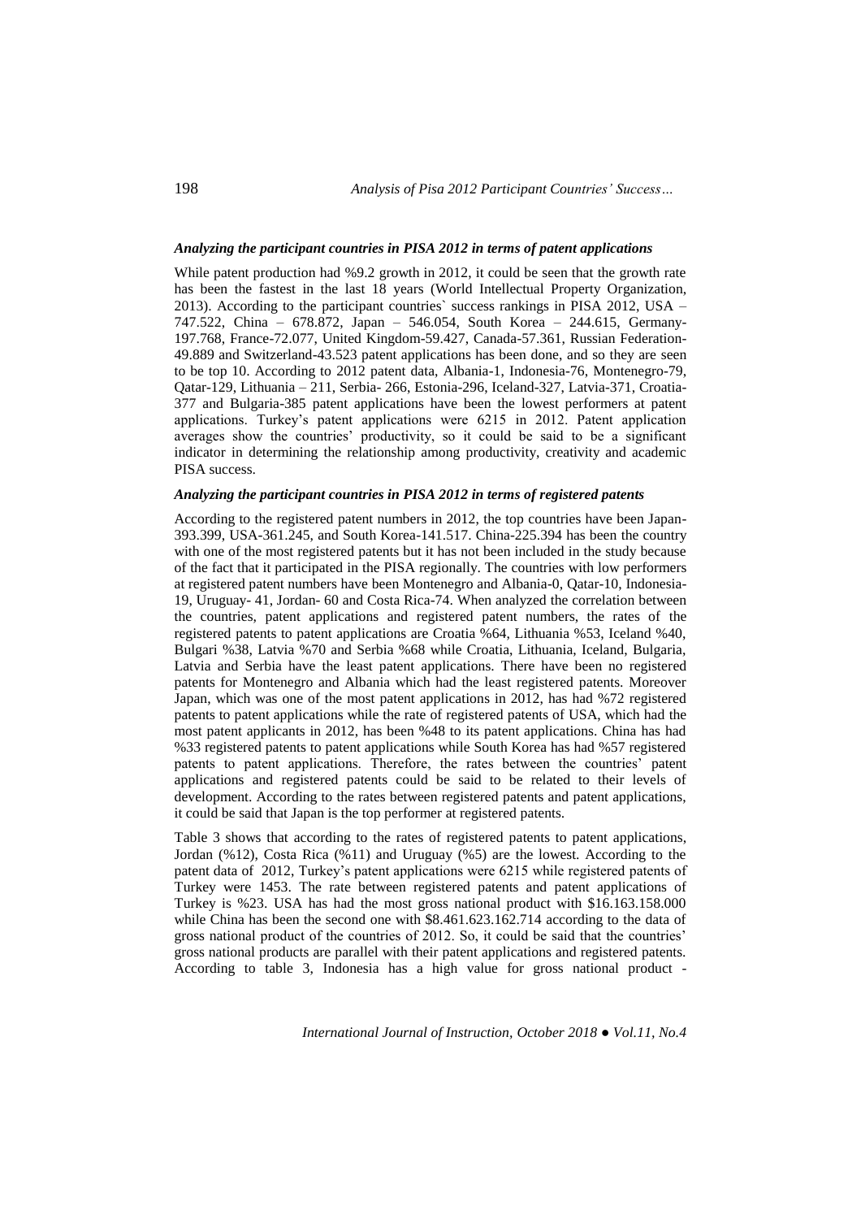### *Analyzing the participant countries in PISA 2012 in terms of patent applications*

While patent production had %9.2 growth in 2012, it could be seen that the growth rate has been the fastest in the last 18 years (World Intellectual Property Organization, 2013). According to the participant countries` success rankings in PISA 2012, USA – 747.522, China – 678.872, Japan – 546.054, South Korea – 244.615, Germany-197.768, France-72.077, United Kingdom-59.427, Canada-57.361, Russian Federation-49.889 and Switzerland-43.523 patent applications has been done, and so they are seen to be top 10. According to 2012 patent data, Albania-1, Indonesia-76, Montenegro-79, Qatar-129, Lithuania – 211, Serbia- 266, Estonia-296, Iceland-327, Latvia-371, Croatia-377 and Bulgaria-385 patent applications have been the lowest performers at patent applications. Turkey's patent applications were 6215 in 2012. Patent application averages show the countries' productivity, so it could be said to be a significant indicator in determining the relationship among productivity, creativity and academic PISA success.

### *Analyzing the participant countries in PISA 2012 in terms of registered patents*

According to the registered patent numbers in 2012, the top countries have been Japan-393.399, USA-361.245, and South Korea-141.517. China-225.394 has been the country with one of the most registered patents but it has not been included in the study because of the fact that it participated in the PISA regionally. The countries with low performers at registered patent numbers have been Montenegro and Albania-0, Qatar-10, Indonesia-19, Uruguay- 41, Jordan- 60 and Costa Rica-74. When analyzed the correlation between the countries, patent applications and registered patent numbers, the rates of the registered patents to patent applications are Croatia %64, Lithuania %53, Iceland %40, Bulgari %38, Latvia %70 and Serbia %68 while Croatia, Lithuania, Iceland, Bulgaria, Latvia and Serbia have the least patent applications. There have been no registered patents for Montenegro and Albania which had the least registered patents. Moreover Japan, which was one of the most patent applications in 2012, has had %72 registered patents to patent applications while the rate of registered patents of USA, which had the most patent applicants in 2012, has been %48 to its patent applications. China has had %33 registered patents to patent applications while South Korea has had %57 registered patents to patent applications. Therefore, the rates between the countries' patent applications and registered patents could be said to be related to their levels of development. According to the rates between registered patents and patent applications, it could be said that Japan is the top performer at registered patents.

Table 3 shows that according to the rates of registered patents to patent applications, Jordan (%12), Costa Rica (%11) and Uruguay (%5) are the lowest. According to the patent data of 2012, Turkey's patent applications were 6215 while registered patents of Turkey were 1453. The rate between registered patents and patent applications of Turkey is %23. USA has had the most gross national product with $16.163.158.000 while China has been the second one with $8.461.623.162.714 according to the data of gross national product of the countries of 2012. So, it could be said that the countries' gross national products are parallel with their patent applications and registered patents. According to table 3, Indonesia has a high value for gross national product -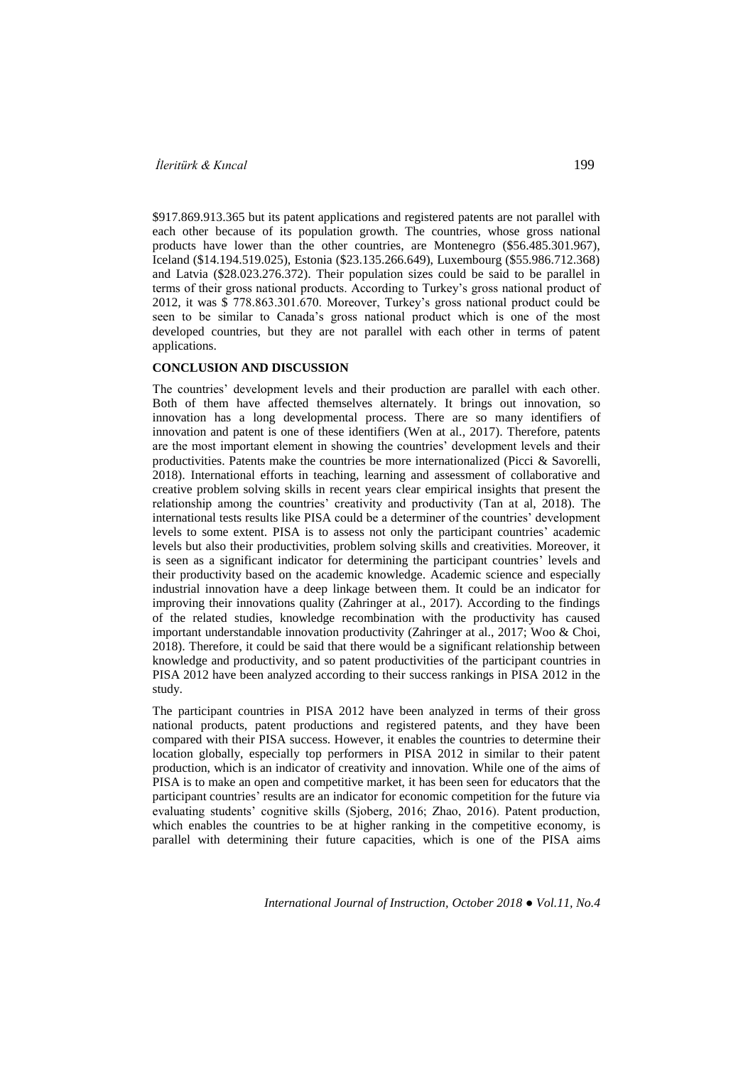$917.869.913.365 but its patent applications and registered patents are not parallel with each other because of its population growth. The countries, whose gross national products have lower than the other countries, are Montenegro ($56.485.301.967), Iceland ($14.194.519.025), Estonia ($23.135.266.649), Luxembourg ($55.986.712.368) and Latvia ($28.023.276.372). Their population sizes could be said to be parallel in terms of their gross national products. According to Turkey's gross national product of 2012, it was $ 778.863.301.670. Moreover, Turkey's gross national product could be seen to be similar to Canada's gross national product which is one of the most developed countries, but they are not parallel with each other in terms of patent applications.

## CONCLUSION AND DISCUSSION

The countries' development levels and their production are parallel with each other. Both of them have affected themselves alternately. It brings out innovation, so innovation has a long developmental process. There are so many identifiers of innovation and patent is one of these identifiers (Wen at al., 2017). Therefore, patents are the most important element in showing the countries' development levels and their productivities. Patents make the countries be more internationalized (Picci & Savorelli, 2018). International efforts in teaching, learning and assessment of collaborative and creative problem solving skills in recent years clear empirical insights that present the relationship among the countries' creativity and productivity (Tan at al, 2018). The international tests results like PISA could be a determiner of the countries' development levels to some extent. PISA is to assess not only the participant countries' academic levels but also their productivities, problem solving skills and creativities. Moreover, it is seen as a significant indicator for determining the participant countries' levels and their productivity based on the academic knowledge. Academic science and especially industrial innovation have a deep linkage between them. It could be an indicator for improving their innovations quality (Zahringer at al., 2017). According to the findings of the related studies, knowledge recombination with the productivity has caused important understandable innovation productivity (Zahringer at al., 2017; Woo & Choi, 2018). Therefore, it could be said that there would be a significant relationship between knowledge and productivity, and so patent productivities of the participant countries in PISA 2012 have been analyzed according to their success rankings in PISA 2012 in the study.

The participant countries in PISA 2012 have been analyzed in terms of their gross national products, patent productions and registered patents, and they have been compared with their PISA success. However, it enables the countries to determine their location globally, especially top performers in PISA 2012 in similar to their patent production, which is an indicator of creativity and innovation. While one of the aims of PISA is to make an open and competitive market, it has been seen for educators that the participant countries' results are an indicator for economic competition for the future via evaluating students' cognitive skills (Sjoberg, 2016; Zhao, 2016). Patent production, which enables the countries to be at higher ranking in the competitive economy, is parallel with determining their future capacities, which is one of the PISA aims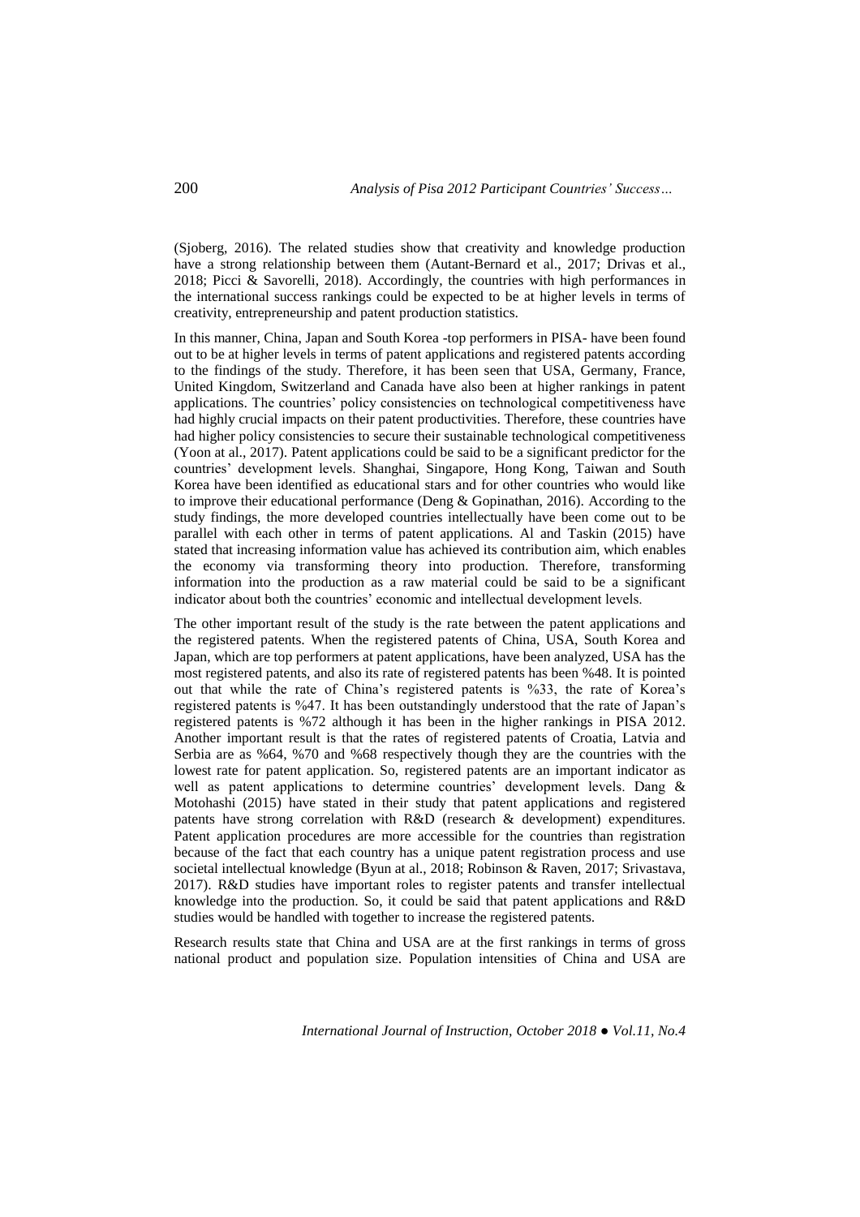(Sjoberg, 2016). The related studies show that creativity and knowledge production have a strong relationship between them (Autant-Bernard et al., 2017; Drivas et al., 2018; Picci & Savorelli, 2018). Accordingly, the countries with high performances in the international success rankings could be expected to be at higher levels in terms of creativity, entrepreneurship and patent production statistics.

In this manner, China, Japan and South Korea -top performers in PISA- have been found out to be at higher levels in terms of patent applications and registered patents according to the findings of the study. Therefore, it has been seen that USA, Germany, France, United Kingdom, Switzerland and Canada have also been at higher rankings in patent applications. The countries' policy consistencies on technological competitiveness have had highly crucial impacts on their patent productivities. Therefore, these countries have had higher policy consistencies to secure their sustainable technological competitiveness (Yoon at al., 2017). Patent applications could be said to be a significant predictor for the countries' development levels. Shanghai, Singapore, Hong Kong, Taiwan and South Korea have been identified as educational stars and for other countries who would like to improve their educational performance (Deng & Gopinathan, 2016). According to the study findings, the more developed countries intellectually have been come out to be parallel with each other in terms of patent applications. Al and Taskin (2015) have stated that increasing information value has achieved its contribution aim, which enables the economy via transforming theory into production. Therefore, transforming information into the production as a raw material could be said to be a significant indicator about both the countries' economic and intellectual development levels.

The other important result of the study is the rate between the patent applications and the registered patents. When the registered patents of China, USA, South Korea and Japan, which are top performers at patent applications, have been analyzed, USA has the most registered patents, and also its rate of registered patents has been %48. It is pointed out that while the rate of China's registered patents is %33, the rate of Korea's registered patents is %47. It has been outstandingly understood that the rate of Japan's registered patents is %72 although it has been in the higher rankings in PISA 2012. Another important result is that the rates of registered patents of Croatia, Latvia and Serbia are as %64, %70 and %68 respectively though they are the countries with the lowest rate for patent application. So, registered patents are an important indicator as well as patent applications to determine countries' development levels. Dang & Motohashi (2015) have stated in their study that patent applications and registered patents have strong correlation with R&D (research & development) expenditures. Patent application procedures are more accessible for the countries than registration because of the fact that each country has a unique patent registration process and use societal intellectual knowledge (Byun at al., 2018; Robinson & Raven, 2017; Srivastava, 2017). R&D studies have important roles to register patents and transfer intellectual knowledge into the production. So, it could be said that patent applications and R&D studies would be handled with together to increase the registered patents.

Research results state that China and USA are at the first rankings in terms of gross national product and population size. Population intensities of China and USA are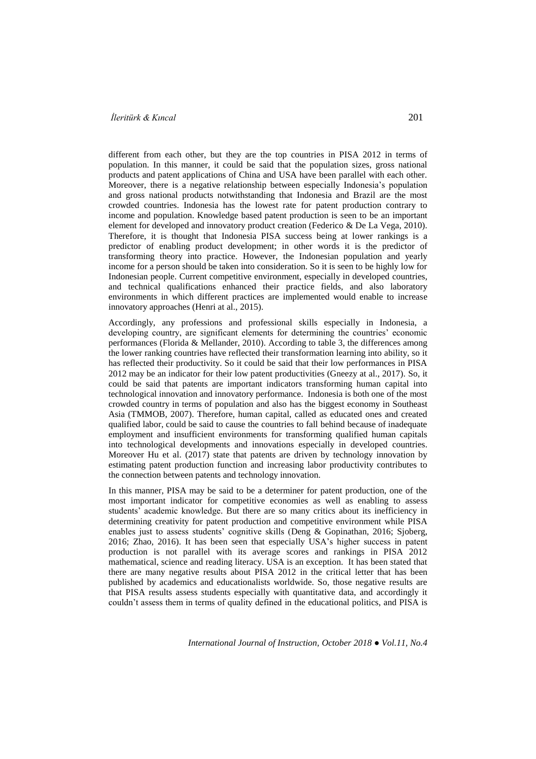different from each other, but they are the top countries in PISA 2012 in terms of population. In this manner, it could be said that the population sizes, gross national products and patent applications of China and USA have been parallel with each other. Moreover, there is a negative relationship between especially Indonesia's population and gross national products notwithstanding that Indonesia and Brazil are the most crowded countries. Indonesia has the lowest rate for patent production contrary to income and population. Knowledge based patent production is seen to be an important element for developed and innovatory product creation (Federico & De La Vega, 2010). Therefore, it is thought that Indonesia PISA success being at lower rankings is a predictor of enabling product development; in other words it is the predictor of transforming theory into practice. However, the Indonesian population and yearly income for a person should be taken into consideration. So it is seen to be highly low for Indonesian people. Current competitive environment, especially in developed countries, and technical qualifications enhanced their practice fields, and also laboratory environments in which different practices are implemented would enable to increase innovatory approaches (Henri at al., 2015).

Accordingly, any professions and professional skills especially in Indonesia, a developing country, are significant elements for determining the countries' economic performances (Florida & Mellander, 2010). According to table 3, the differences among the lower ranking countries have reflected their transformation learning into ability, so it has reflected their productivity. So it could be said that their low performances in PISA 2012 may be an indicator for their low patent productivities (Gneezy at al., 2017). So, it could be said that patents are important indicators transforming human capital into technological innovation and innovatory performance. Indonesia is both one of the most crowded country in terms of population and also has the biggest economy in Southeast Asia (TMMOB, 2007). Therefore, human capital, called as educated ones and created qualified labor, could be said to cause the countries to fall behind because of inadequate employment and insufficient environments for transforming qualified human capitals into technological developments and innovations especially in developed countries. Moreover Hu et al. (2017) state that patents are driven by technology innovation by estimating patent production function and increasing labor productivity contributes to the connection between patents and technology innovation.

In this manner, PISA may be said to be a determiner for patent production, one of the most important indicator for competitive economies as well as enabling to assess students' academic knowledge. But there are so many critics about its inefficiency in determining creativity for patent production and competitive environment while PISA enables just to assess students' cognitive skills (Deng & Gopinathan, 2016; Sjoberg, 2016; Zhao, 2016). It has been seen that especially USA's higher success in patent production is not parallel with its average scores and rankings in PISA 2012 mathematical, science and reading literacy. USA is an exception. It has been stated that there are many negative results about PISA 2012 in the critical letter that has been published by academics and educationalists worldwide. So, those negative results are that PISA results assess students especially with quantitative data, and accordingly it couldn't assess them in terms of quality defined in the educational politics, and PISA is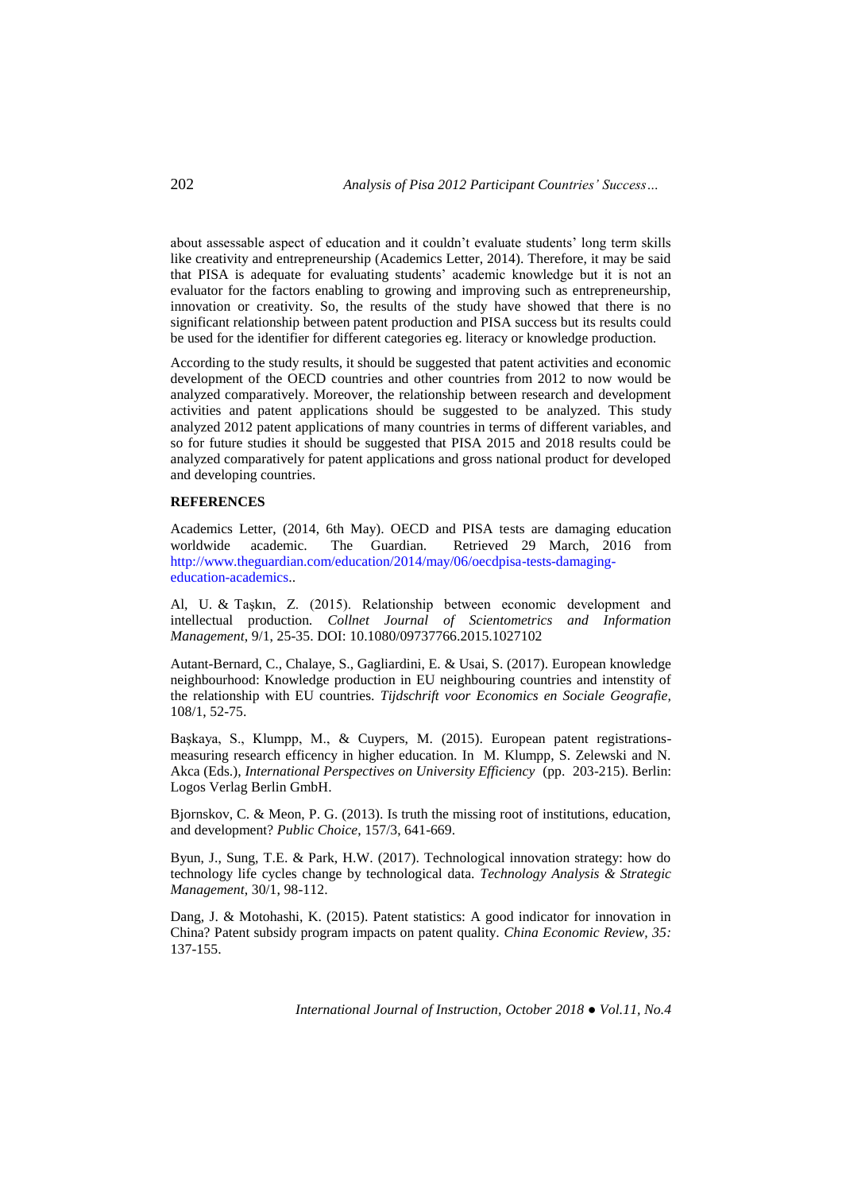about assessable aspect of education and it couldn't evaluate students' long term skills like creativity and entrepreneurship (Academics Letter, 2014). Therefore, it may be said that PISA is adequate for evaluating students' academic knowledge but it is not an evaluator for the factors enabling to growing and improving such as entrepreneurship, innovation or creativity. So, the results of the study have showed that there is no significant relationship between patent production and PISA success but its results could be used for the identifier for different categories eg. literacy or knowledge production.

According to the study results, it should be suggested that patent activities and economic development of the OECD countries and other countries from 2012 to now would be analyzed comparatively. Moreover, the relationship between research and development activities and patent applications should be suggested to be analyzed. This study analyzed 2012 patent applications of many countries in terms of different variables, and so for future studies it should be suggested that PISA 2015 and 2018 results could be analyzed comparatively for patent applications and gross national product for developed and developing countries.

**REFERENCES**

Academics Letter, (2014, 6th May). OECD and PISA tests are damaging education worldwide academic. The Guardian. Retrieved 29 March, 2016 from http://www.theguardian.com/education/2014/may/06/oecdpisa-tests-damaging-education-academics..

Al, U. & Taşkın, Z. (2015). Relationship between economic development and intellectual production. *Collnet Journal of Scientometrics and Information Management*, 9/1, 25-35. DOI: 10.1080/09737766.2015.1027102

Autant-Bernard, C., Chalaye, S., Gagliardini, E. & Usai, S. (2017). European knowledge neighbourhood: Knowledge production in EU neighbouring countries and intenstity of the relationship with EU countries. *Tijdschrift voor Economics en Sociale Geografie*, 108/1, 52-75.

Başkaya, S., Klumpp, M., & Cuypers, M. (2015). European patent registrations-measuring research efficency in higher education. In M. Klumpp, S. Zelewski and N. Akca (Eds.), *International Perspectives on University Efficiency* (pp. 203-215). Berlin: Logos Verlag Berlin GmbH.

Bjornskov, C. & Meon, P. G. (2013). Is truth the missing root of institutions, education, and development? *Public Choice*, 157/3, 641-669.

Byun, J., Sung, T.E. & Park, H.W. (2017). Technological innovation strategy: how do technology life cycles change by technological data. *Technology Analysis & Strategic Management*, 30/1, 98-112.

Dang, J. & Motohashi, K. (2015). Patent statistics: A good indicator for innovation in China? Patent subsidy program impacts on patent quality. *China Economic Review, 35:* 137-155.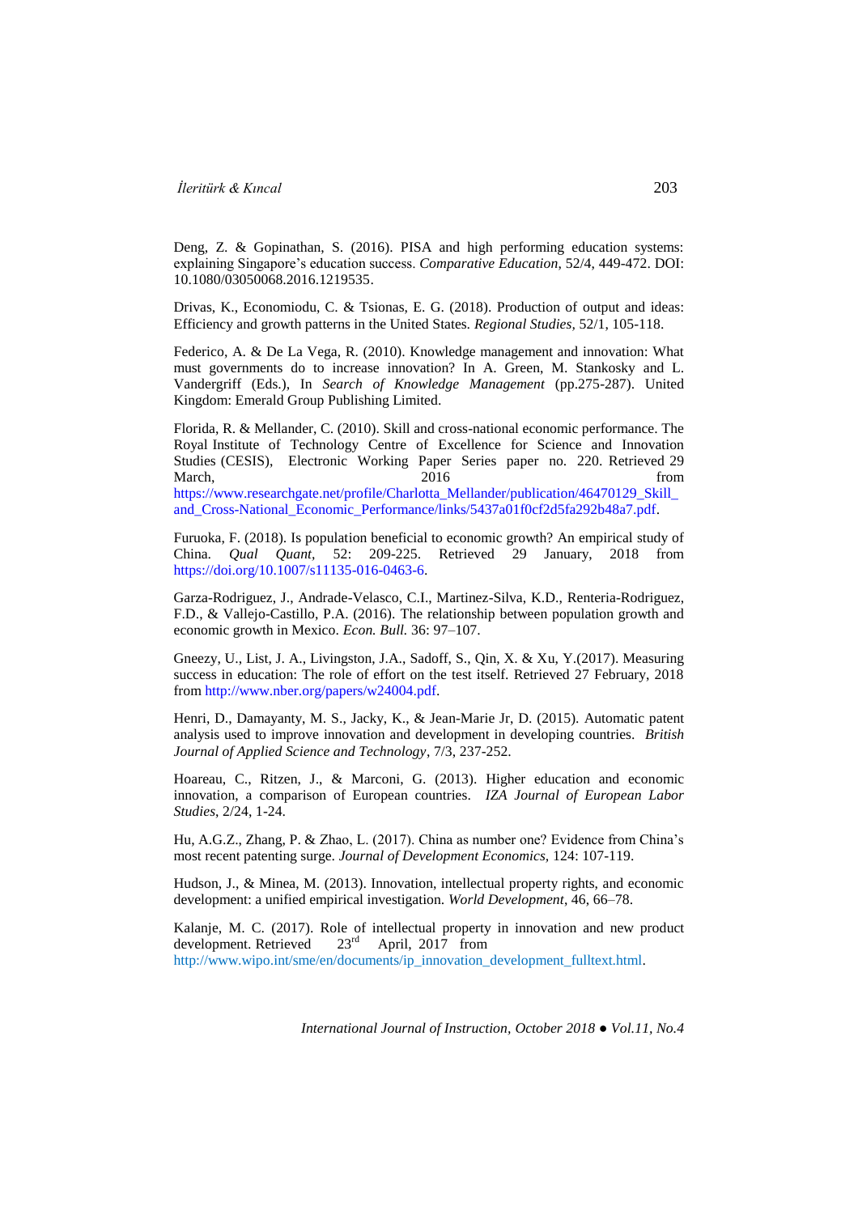Deng, Z. & Gopinathan, S. (2016). PISA and high performing education systems: explaining Singapore's education success. *Comparative Education*, 52/4, 449-472. DOI: 10.1080/03050068.2016.1219535.

Drivas, K., Economiodu, C. & Tsionas, E. G. (2018). Production of output and ideas: Efficiency and growth patterns in the United States. *Regional Studies*, 52/1, 105-118.

Federico, A. & De La Vega, R. (2010). Knowledge management and innovation: What must governments do to increase innovation? In A. Green, M. Stankosky and L. Vandergriff (Eds.), In *Search of Knowledge Management* (pp.275-287). United Kingdom: Emerald Group Publishing Limited.

Florida, R. & Mellander, C. (2010). Skill and cross-national economic performance. The Royal Institute of Technology Centre of Excellence for Science and Innovation Studies (CESIS), Electronic Working Paper Series paper no. 220. Retrieved 29 March, 2016 from https://www.researchgate.net/profile/Charlotta_Mellander/publication/46470129_Skill_and_Cross-National_Economic_Performance/links/5437a01f0cf2d5fa292b48a7.pdf.

Furuoka, F. (2018). Is population beneficial to economic growth? An empirical study of China. *Qual Quant*, 52: 209-225. Retrieved 29 January, 2018 from https://doi.org/10.1007/s11135-016-0463-6.

Garza-Rodriguez, J., Andrade-Velasco, C.I., Martinez-Silva, K.D., Renteria-Rodriguez, F.D., & Vallejo-Castillo, P.A. (2016). The relationship between population growth and economic growth in Mexico. *Econ. Bull.* 36: 97–107.

Gneezy, U., List, J. A., Livingston, J.A., Sadoff, S., Qin, X. & Xu, Y.(2017). Measuring success in education: The role of effort on the test itself. Retrieved 27 February, 2018 from http://www.nber.org/papers/w24004.pdf.

Henri, D., Damayanty, M. S., Jacky, K., & Jean-Marie Jr, D. (2015). Automatic patent analysis used to improve innovation and development in developing countries. *British Journal of Applied Science and Technology*, 7/3, 237-252.

Hoareau, C., Ritzen, J., & Marconi, G. (2013). Higher education and economic innovation, a comparison of European countries. *IZA Journal of European Labor Studies*, 2/24, 1-24.

Hu, A.G.Z., Zhang, P. & Zhao, L. (2017). China as number one? Evidence from China's most recent patenting surge. *Journal of Development Economics*, 124: 107-119.

Hudson, J., & Minea, M. (2013). Innovation, intellectual property rights, and economic development: a unified empirical investigation. *World Development*, 46, 66–78.

Kalanje, M. C. (2017). Role of intellectual property in innovation and new product development. Retrieved 23rd April, 2017 from http://www.wipo.int/sme/en/documents/ip_innovation_development_fulltext.html.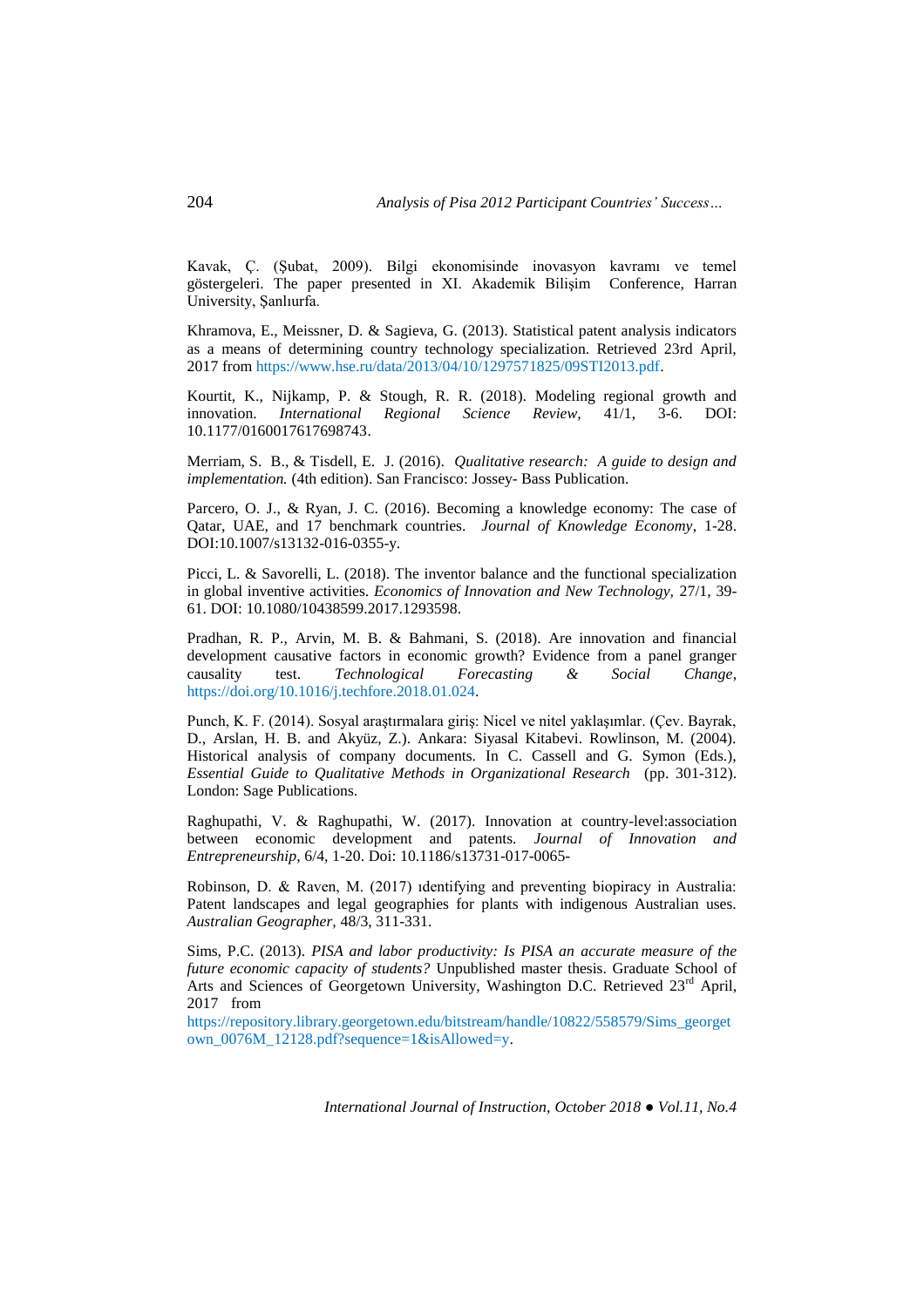Kavak, Ç. (Şubat, 2009). Bilgi ekonomisinde inovasyon kavramı ve temel göstergeleri. The paper presented in XI. Akademik Bilişim Conference, Harran University, Şanlıurfa.

Khramova, E., Meissner, D. & Sagieva, G. (2013). Statistical patent analysis indicators as a means of determining country technology specialization. Retrieved 23rd April, 2017 from https://www.hse.ru/data/2013/04/10/1297571825/09STI2013.pdf.

Kourtit, K., Nijkamp, P. & Stough, R. R. (2018). Modeling regional growth and innovation. *International Regional Science Review*, 41/1, 3-6. DOI: 10.1177/0160017617698743.

Merriam, S. B., & Tisdell, E. J. (2016). *Qualitative research: A guide to design and implementation.* (4th edition). San Francisco: Jossey- Bass Publication.

Parcero, O. J., & Ryan, J. C. (2016). Becoming a knowledge economy: The case of Qatar, UAE, and 17 benchmark countries. *Journal of Knowledge Economy*, 1-28. DOI:10.1007/s13132-016-0355-y.

Picci, L. & Savorelli, L. (2018). The inventor balance and the functional specialization in global inventive activities. *Economics of Innovation and New Technology*, 27/1, 39-61. DOI: 10.1080/10438599.2017.1293598.

Pradhan, R. P., Arvin, M. B. & Bahmani, S. (2018). Are innovation and financial development causative factors in economic growth? Evidence from a panel granger causality test. *Technological Forecasting & Social Change*, https://doi.org/10.1016/j.techfore.2018.01.024.

Punch, K. F. (2014). Sosyal araştırmalara giriş: Nicel ve nitel yaklaşımlar. (Çev. Bayrak, D., Arslan, H. B. and Akyüz, Z.). Ankara: Siyasal Kitabevi. Rowlinson, M. (2004). Historical analysis of company documents. In C. Cassell and G. Symon (Eds.), *Essential Guide to Qualitative Methods in Organizational Research* (pp. 301-312). London: Sage Publications.

Raghupathi, V. & Raghupathi, W. (2017). Innovation at country-level:association between economic development and patents. *Journal of Innovation and Entrepreneurship*, 6/4, 1-20. Doi: 10.1186/s13731-017-0065-

Robinson, D. & Raven, M. (2017) ıdentifying and preventing biopiracy in Australia: Patent landscapes and legal geographies for plants with indigenous Australian uses. *Australian Geographer,* 48/3, 311-331.

Sims, P.C. (2013). *PISA and labor productivity: Is PISA an accurate measure of the future economic capacity of students?* Unpublished master thesis. Graduate School of Arts and Sciences of Georgetown University, Washington D.C. Retrieved 23rd April, 2017 from https://repository.library.georgetown.edu/bitstream/handle/10822/558579/Sims_georgetown_0076M_12128.pdf?sequence=1&isAllowed=y.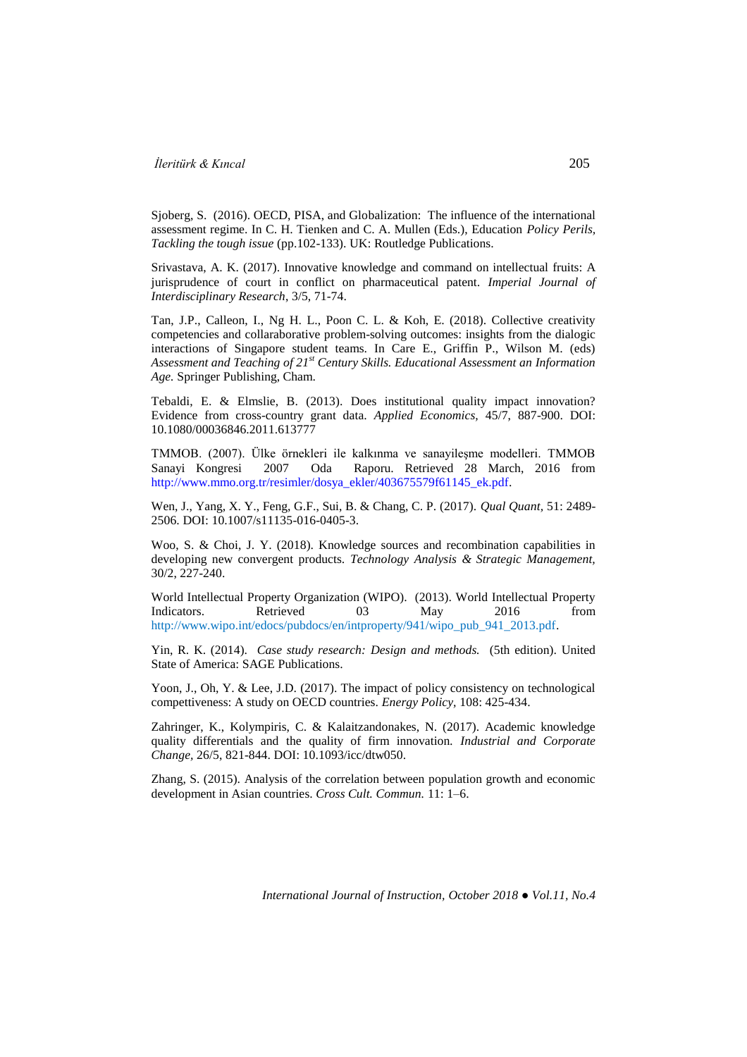Sjoberg, S. (2016). OECD, PISA, and Globalization: The influence of the international assessment regime. In C. H. Tienken and C. A. Mullen (Eds.), Education *Policy Perils, Tackling the tough issue* (pp.102-133). UK: Routledge Publications.

Srivastava, A. K. (2017). Innovative knowledge and command on intellectual fruits: A jurisprudence of court in conflict on pharmaceutical patent. *Imperial Journal of Interdisciplinary Research*, 3/5, 71-74.

Tan, J.P., Calleon, I., Ng H. L., Poon C. L. & Koh, E. (2018). Collective creativity competencies and collaraborative problem-solving outcomes: insights from the dialogic interactions of Singapore student teams. In Care E., Griffin P., Wilson M. (eds) *Assessment and Teaching of 21st Century Skills. Educational Assessment an Information Age.* Springer Publishing, Cham.

Tebaldi, E. & Elmslie, B. (2013). Does institutional quality impact innovation? Evidence from cross-country grant data. *Applied Economics*, 45/7, 887-900. DOI: 10.1080/00036846.2011.613777

TMMOB. (2007). Ülke örnekleri ile kalkınma ve sanayileşme modelleri. TMMOB Sanayi Kongresi 2007 Oda Raporu. Retrieved 28 March, 2016 from http://www.mmo.org.tr/resimler/dosya_ekler/403675579f61145_ek.pdf.

Wen, J., Yang, X. Y., Feng, G.F., Sui, B. & Chang, C. P. (2017). *Qual Quant*, 51: 2489-2506. DOI: 10.1007/s11135-016-0405-3.

Woo, S. & Choi, J. Y. (2018). Knowledge sources and recombination capabilities in developing new convergent products. *Technology Analysis & Strategic Management*, 30/2, 227-240.

World Intellectual Property Organization (WIPO). (2013). World Intellectual Property Indicators. Retrieved 03 May 2016 from http://www.wipo.int/edocs/pubdocs/en/intproperty/941/wipo_pub_941_2013.pdf.

Yin, R. K. (2014). *Case study research: Design and methods.* (5th edition). United State of America: SAGE Publications.

Yoon, J., Oh, Y. & Lee, J.D. (2017). The impact of policy consistency on technological competiveness: A study on OECD countries. *Energy Policy*, 108: 425-434.

Zahringer, K., Kolympiris, C. & Kalaitzandonakes, N. (2017). Academic knowledge quality differentials and the quality of firm innovation. *Industrial and Corporate Change*, 26/5, 821-844. DOI: 10.1093/icc/dtw050.

Zhang, S. (2015). Analysis of the correlation between population growth and economic development in Asian countries. *Cross Cult. Commun.* 11: 1–6.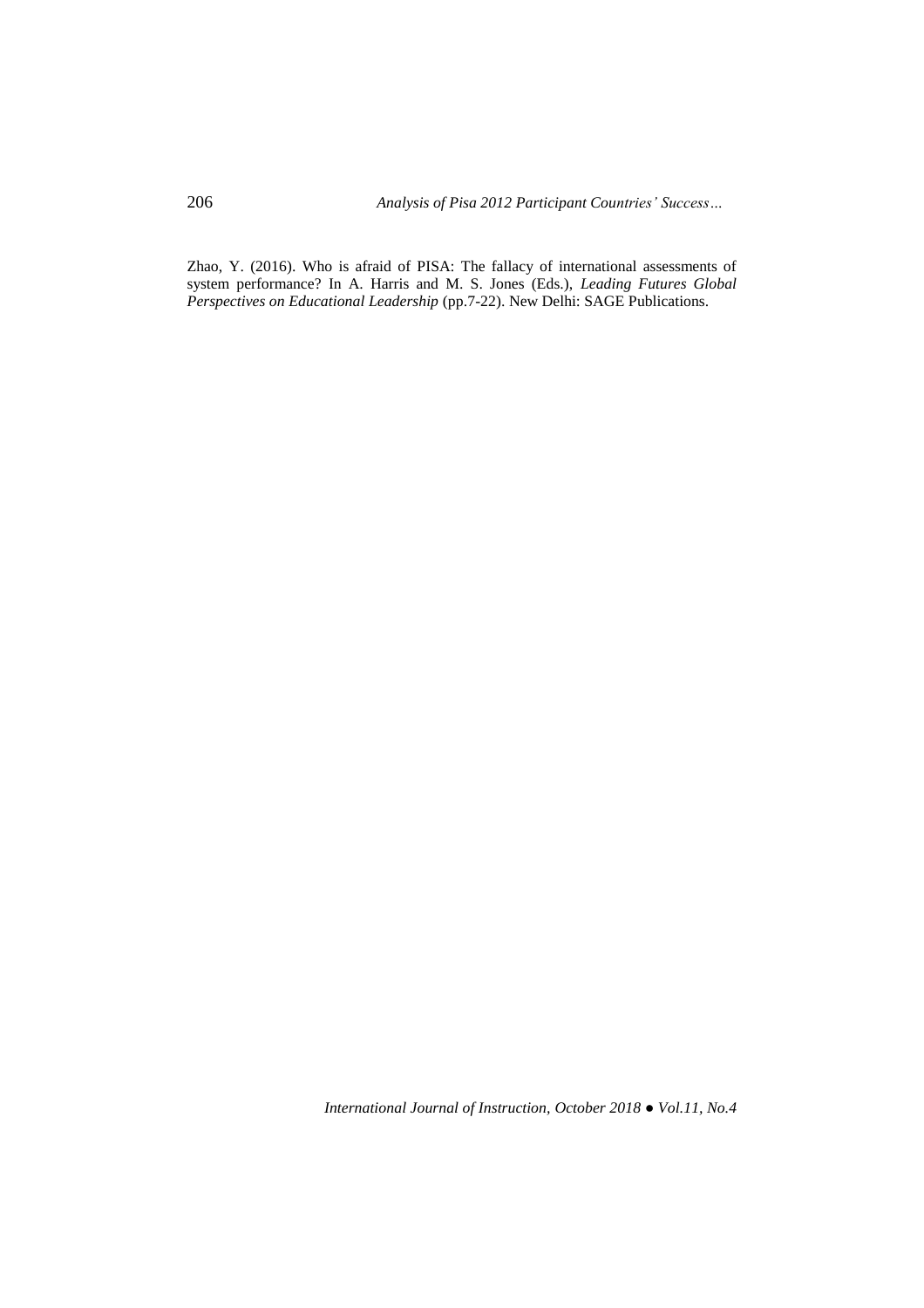Zhao, Y. (2016). Who is afraid of PISA: The fallacy of international assessments of system performance? In A. Harris and M. S. Jones (Eds.), *Leading Futures Global Perspectives on Educational Leadership* (pp.7-22). New Delhi: SAGE Publications.